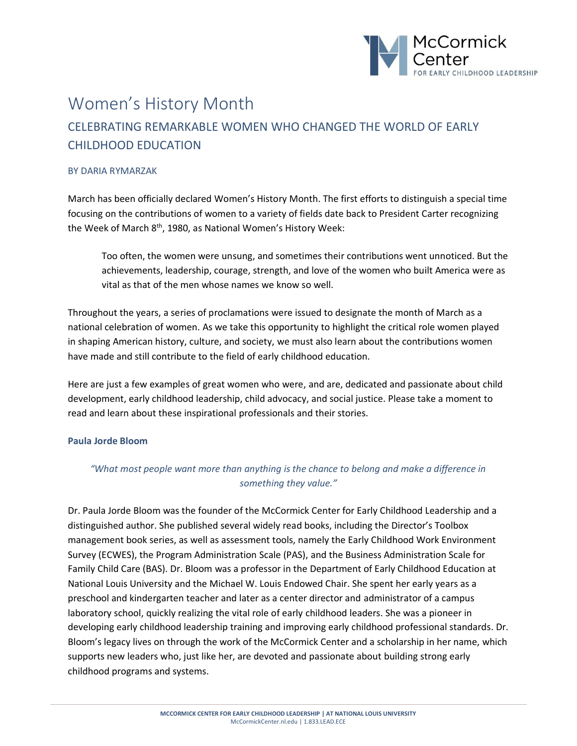# Women's History Month

## CELEBRATING REMARKABLE WOMEN WHO CHANGED THE WORLD OF EARLY CHILDHOOD EDUCATION

BY DARIA RYMARZAK

March has been officially declared Women's History Month. The first efforts to distinguish a special time focusing on the contributions of women to a variety of fields date back to President Carter recognizing the Week of March 8th, 1980, as National Women's History Week:

> Too often, the women were unsung, and sometimes their contributions went unnoticed. But the achievements, leadership, courage, strength, and love of the women who built America were as vital as that of the men whose names we know so well.

Throughout the years, a series of proclamations were issued to designate the month of March as a national celebration of women. As we take this opportunity to highlight the critical role women played in shaping American history, culture, and society, we must also learn about the contributions women have made and still contribute to the field of early childhood education.

Here are just a few examples of great women who were, and are, dedicated and passionate about child development, early childhood leadership, child advocacy, and social justice. Please take a moment to read and learn about these inspirational professionals and their stories.

### Paula Jorde Bloom

*"What most people want more than anything is the chance to belong and make a difference in something they value."*

Dr. Paula Jorde Bloom was the founder of the McCormick Center for Early Childhood Leadership and a distinguished author. She published several widely read books, including the Director's Toolbox management book series, as well as assessment tools, namely the Early Childhood Work Environment Survey (ECWES), the Program Administration Scale (PAS), and the Business Administration Scale for Family Child Care (BAS). Dr. Bloom was a professor in the Department of Early Childhood Education at National Louis University and the Michael W. Louis Endowed Chair. She spent her early years as a preschool and kindergarten teacher and later as a center director and administrator of a campus laboratory school, quickly realizing the vital role of early childhood leaders. She was a pioneer in developing early childhood leadership training and improving early childhood professional standards. Dr. Bloom's legacy lives on through the work of the McCormick Center and a scholarship in her name, which supports new leaders who, just like her, are devoted and passionate about building strong early childhood programs and systems.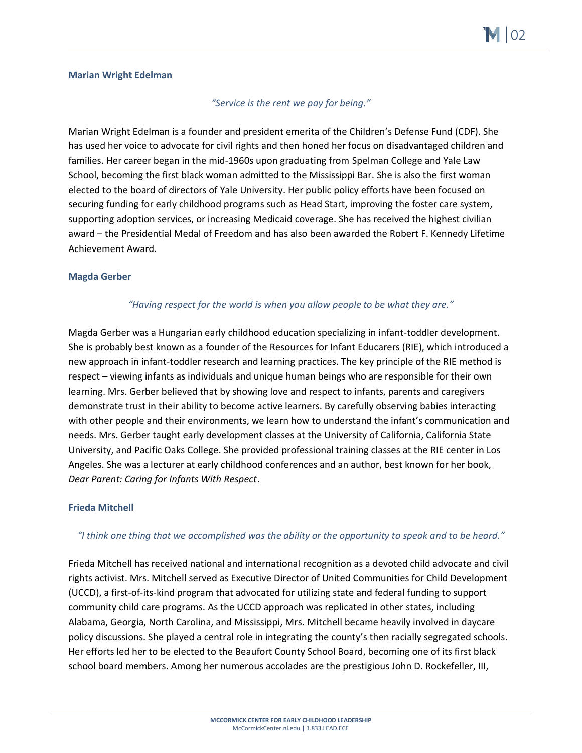### Marian Wright Edelman

*"Service is the rent we pay for being."*

Marian Wright Edelman is a founder and president emerita of the Children's Defense Fund (CDF). She has used her voice to advocate for civil rights and then honed her focus on disadvantaged children and families. Her career began in the mid-1960s upon graduating from Spelman College and Yale Law School, becoming the first black woman admitted to the Mississippi Bar. She is also the first woman elected to the board of directors of Yale University. Her public policy efforts have been focused on securing funding for early childhood programs such as Head Start, improving the foster care system, supporting adoption services, or increasing Medicaid coverage. She has received the highest civilian award – the Presidential Medal of Freedom and has also been awarded the Robert F. Kennedy Lifetime Achievement Award.

### Magda Gerber

*"Having respect for the world is when you allow people to be what they are."*

Magda Gerber was a Hungarian early childhood education specializing in infant-toddler development. She is probably best known as a founder of the Resources for Infant Educarers (RIE), which introduced a new approach in infant-toddler research and learning practices. The key principle of the RIE method is respect – viewing infants as individuals and unique human beings who are responsible for their own learning. Mrs. Gerber believed that by showing love and respect to infants, parents and caregivers demonstrate trust in their ability to become active learners. By carefully observing babies interacting with other people and their environments, we learn how to understand the infant's communication and needs. Mrs. Gerber taught early development classes at the University of California, California State University, and Pacific Oaks College. She provided professional training classes at the RIE center in Los Angeles. She was a lecturer at early childhood conferences and an author, best known for her book, *Dear Parent: Caring for Infants With Respect*.

### Frieda Mitchell

*"I think one thing that we accomplished was the ability or the opportunity to speak and to be heard."*

Frieda Mitchell has received national and international recognition as a devoted child advocate and civil rights activist. Mrs. Mitchell served as Executive Director of United Communities for Child Development (UCCD), a first-of-its-kind program that advocated for utilizing state and federal funding to support community child care programs. As the UCCD approach was replicated in other states, including Alabama, Georgia, North Carolina, and Mississippi, Mrs. Mitchell became heavily involved in daycare policy discussions. She played a central role in integrating the county's then racially segregated schools. Her efforts led her to be elected to the Beaufort County School Board, becoming one of its first black school board members. Among her numerous accolades are the prestigious John D. Rockefeller, III,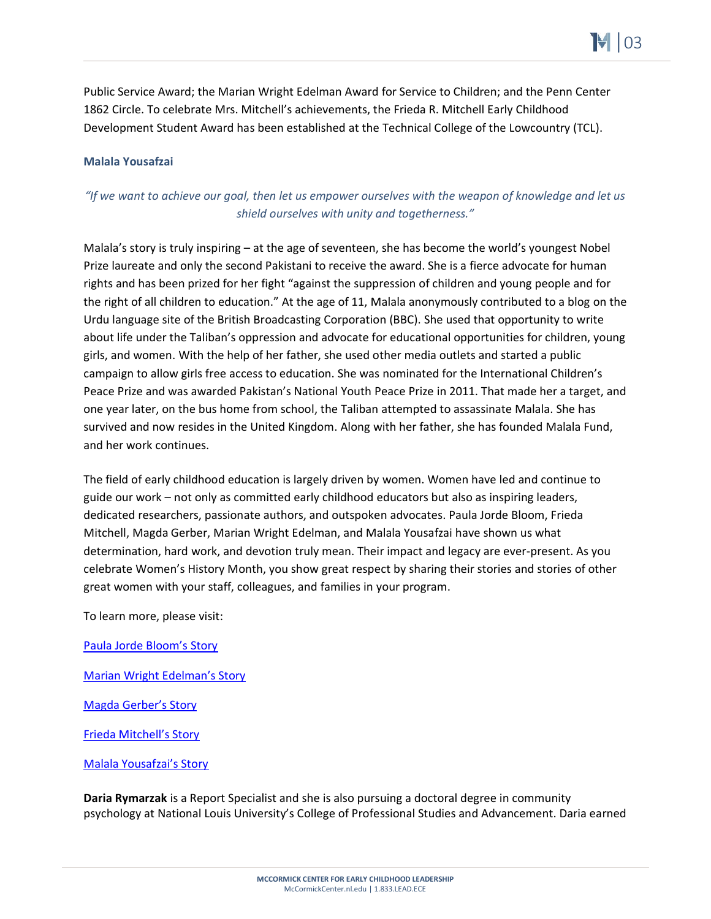Public Service Award; the Marian Wright Edelman Award for Service to Children; and the Penn Center 1862 Circle. To celebrate Mrs. Mitchell's achievements, the Frieda R. Mitchell Early Childhood Development Student Award has been established at the Technical College of the Lowcountry (TCL).

### Malala Yousafzai

*"If we want to achieve our goal, then let us empower ourselves with the weapon of knowledge and let us shield ourselves with unity and togetherness."*

Malala's story is truly inspiring – at the age of seventeen, she has become the world's youngest Nobel Prize laureate and only the second Pakistani to receive the award. She is a fierce advocate for human rights and has been prized for her fight "against the suppression of children and young people and for the right of all children to education." At the age of 11, Malala anonymously contributed to a blog on the Urdu language site of the British Broadcasting Corporation (BBC). She used that opportunity to write about life under the Taliban's oppression and advocate for educational opportunities for children, young girls, and women. With the help of her father, she used other media outlets and started a public campaign to allow girls free access to education. She was nominated for the International Children's Peace Prize and was awarded Pakistan's National Youth Peace Prize in 2011. That made her a target, and one year later, on the bus home from school, the Taliban attempted to assassinate Malala. She has survived and now resides in the United Kingdom. Along with her father, she has founded Malala Fund, and her work continues.

The field of early childhood education is largely driven by women. Women have led and continue to guide our work – not only as committed early childhood educators but also as inspiring leaders, dedicated researchers, passionate authors, and outspoken advocates. Paula Jorde Bloom, Frieda Mitchell, Magda Gerber, Marian Wright Edelman, and Malala Yousafzai have shown us what determination, hard work, and devotion truly mean. Their impact and legacy are ever-present. As you celebrate Women's History Month, you show great respect by sharing their stories and stories of other great women with your staff, colleagues, and families in your program.

To learn more, please visit:

Paula Jorde Bloom's Story

Marian Wright Edelman's Story

Magda Gerber's Story

Frieda Mitchell's Story

Malala Yousafzai's Story

**Daria Rymarzak** is a Report Specialist and she is also pursuing a doctoral degree in community psychology at National Louis University's College of Professional Studies and Advancement. Daria earned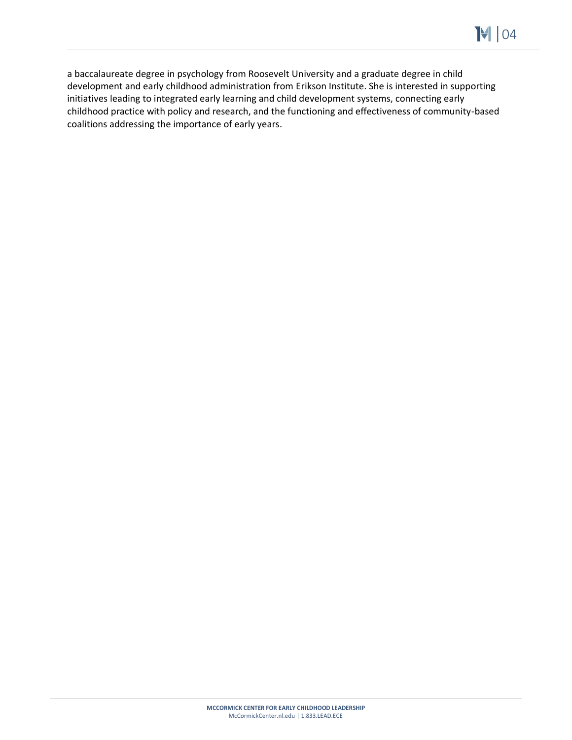a baccalaureate degree in psychology from Roosevelt University and a graduate degree in child development and early childhood administration from Erikson Institute. She is interested in supporting initiatives leading to integrated early learning and child development systems, connecting early childhood practice with policy and research, and the functioning and effectiveness of community-based coalitions addressing the importance of early years.